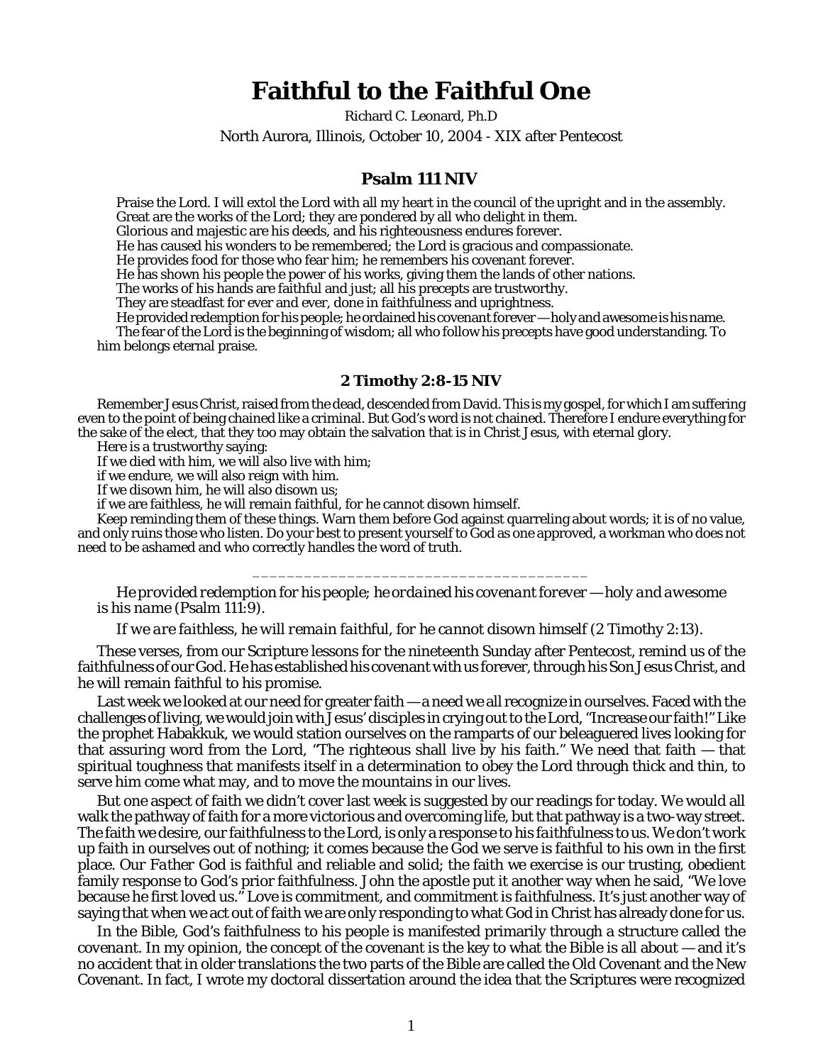# Faithful to the Faithful One

Richard C. Leonard, Ph.D

North Aurora, Illinois, October 10, 2004 - XIX after Pentecost

## Psalm 111 NIV

Praise the Lord. I will extol the Lord with all my heart in the council of the upright and in the assembly.
Great are the works of the Lord; they are pondered by all who delight in them.
Glorious and majestic are his deeds, and his righteousness endures forever.
He has caused his wonders to be remembered; the Lord is gracious and compassionate.
He provides food for those who fear him; he remembers his covenant forever.
He has shown his people the power of his works, giving them the lands of other nations.
The works of his hands are faithful and just; all his precepts are trustworthy.
They are steadfast for ever and ever, done in faithfulness and uprightness.
He provided redemption for his people; he ordained his covenant forever — holy and awesome is his name.
The fear of the Lord is the beginning of wisdom; all who follow his precepts have good understanding. To him belongs eternal praise.

## 2 Timothy 2:8-15 NIV

Remember Jesus Christ, raised from the dead, descended from David. This is my gospel, for which I am suffering even to the point of being chained like a criminal. But God's word is not chained. Therefore I endure everything for the sake of the elect, that they too may obtain the salvation that is in Christ Jesus, with eternal glory.

Here is a trustworthy saying:
If we died with him, we will also live with him;
if we endure, we will also reign with him.
If we disown him, he will also disown us;
if we are faithless, he will remain faithful, for he cannot disown himself.

Keep reminding them of these things. Warn them before God against quarreling about words; it is of no value, and only ruins those who listen. Do your best to present yourself to God as one approved, a workman who does not need to be ashamed and who correctly handles the word of truth.

---

*He provided redemption for his people; he ordained his covenant forever — holy and awesome is his name* (Psalm 111:9).

*If we are faithless, he will remain faithful, for he cannot disown himself* (2 Timothy 2:13).

These verses, from our Scripture lessons for the nineteenth Sunday after Pentecost, remind us of the faithfulness of our God. He has established his covenant with us forever, through his Son Jesus Christ, and he will remain faithful to his promise.

Last week we looked at our need for greater faith — a need we all recognize in ourselves. Faced with the challenges of living, we would join with Jesus' disciples in crying out to the Lord, "Increase our faith!" Like the prophet Habakkuk, we would station ourselves on the ramparts of our beleaguered lives looking for that assuring word from the Lord, "The righteous shall live by his faith." We need that faith — that spiritual toughness that manifests itself in a determination to obey the Lord through thick and thin, to serve him come what may, and to move the mountains in our lives.

But one aspect of faith we didn't cover last week is suggested by our readings for today. We would all walk the pathway of faith for a more victorious and overcoming life, but that pathway is a two-way street. The faith we desire, our faithfulness to the Lord, is only a response to *his faithfulness to us*. We don't work up faith in ourselves out of nothing; it comes because the God we serve is faithful to his own in the first place. Our Father God is faithful and reliable and solid; the faith we exercise is our trusting, obedient family response to God's prior faithfulness. John the apostle put it another way when he said, "We love because he first loved us." Love is commitment, and commitment is *faithfulness*. It's just another way of saying that when we act out of faith we are only responding to what God in Christ has already done for us.

In the Bible, God's faithfulness to his people is manifested primarily through a structure called the *covenant*. In my opinion, the concept of the covenant is the key to what the Bible is all about — and it's no accident that in older translations the two parts of the Bible are called the Old Covenant and the New Covenant. In fact, I wrote my doctoral dissertation around the idea that the Scriptures were recognized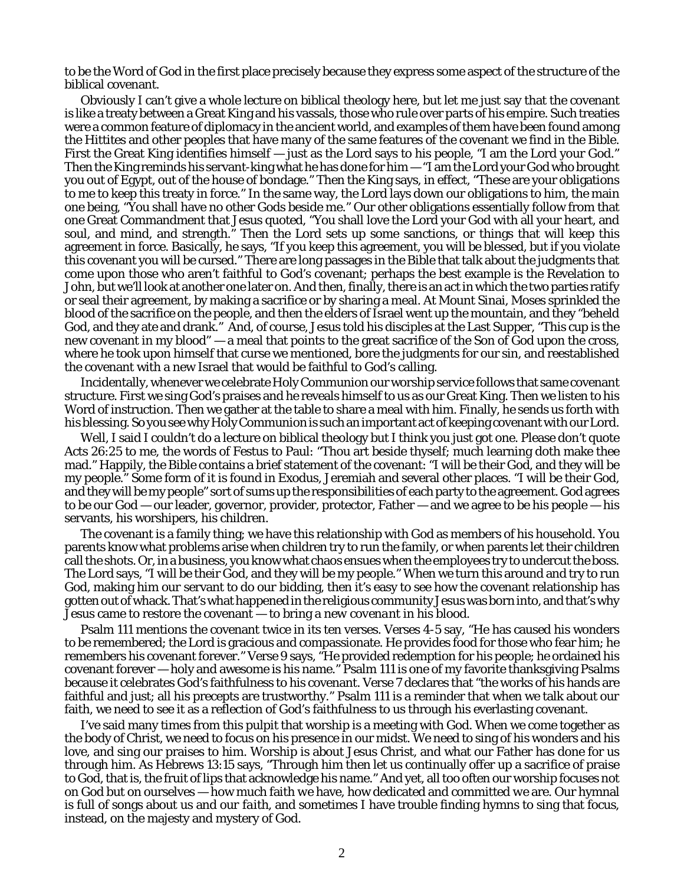to be the Word of God in the first place precisely because they express some aspect of the structure of the biblical covenant.

Obviously I can't give a whole lecture on biblical theology here, but let me just say that the covenant is like a treaty between a Great King and his vassals, those who rule over parts of his empire. Such treaties were a common feature of diplomacy in the ancient world, and examples of them have been found among the Hittites and other peoples that have many of the same features of the covenant we find in the Bible. First the Great King identifies himself — just as the Lord says to his people, "I am the Lord your God." Then the King reminds his servant-king what he has done for him — "I am the Lord your God who brought you out of Egypt, out of the house of bondage." Then the King says, in effect, "These are your obligations to me to keep this treaty in force." In the same way, the Lord lays down our obligations to him, the main one being, "You shall have no other Gods beside me." Our other obligations essentially follow from that one Great Commandment that Jesus quoted, "You shall love the Lord your God with all your heart, and soul, and mind, and strength." Then the Lord sets up some sanctions, or things that will keep this agreement in force. Basically, he says, "If you keep this agreement, you will be blessed, but if you violate this covenant you will be cursed." There are long passages in the Bible that talk about the judgments that come upon those who aren't faithful to God's covenant; perhaps the best example is the Revelation to John, but we'll look at another one later on. And then, finally, there is an act in which the two parties ratify or seal their agreement, by making a sacrifice or by sharing a meal. At Mount Sinai, Moses sprinkled the blood of the sacrifice on the people, and then the elders of Israel went up the mountain, and they "beheld God, and they ate and drank." And, of course, Jesus told his disciples at the Last Supper, "This cup is the new covenant in my blood" — a meal that points to the great sacrifice of the Son of God upon the cross, where he took upon himself that curse we mentioned, bore the judgments for our sin, and reestablished the covenant with a new Israel that would be faithful to God's calling.

Incidentally, whenever we celebrate Holy Communion our worship service follows that same covenant structure. First we sing God's praises and he reveals himself to us as our Great King. Then we listen to his Word of instruction. Then we gather at the table to share a meal with him. Finally, he sends us forth with his blessing. So you see why Holy Communion is such an important act of keeping covenant with our Lord.

Well, I said I couldn't do a lecture on biblical theology but I think you just got one. Please don't quote Acts 26:25 to me, the words of Festus to Paul: "Thou art beside thyself; much learning doth make thee mad." Happily, the Bible contains a brief statement of the covenant: "I will be their God, and they will be my people." Some form of it is found in Exodus, Jeremiah and several other places. "I will be their God, and they will be my people" sort of sums up the responsibilities of each party to the agreement. God agrees to be our God — our leader, governor, provider, protector, Father — and we agree to be his people — his servants, his worshipers, his children.

The covenant is a family thing; we have this relationship with God as members of his household. You parents know what problems arise when children try to run the family, or when parents let their children call the shots. Or, in a business, you know what chaos ensues when the employees try to undercut the boss. The Lord says, "I will be their God, and they will be my people." When we turn this around and try to run God, making him our servant to do our bidding, then it's easy to see how the covenant relationship has gotten out of whack. That's what happened in the religious community Jesus was born into, and that's why Jesus came to restore the covenant — to bring a *new covenant* in his blood.

Psalm 111 mentions the covenant twice in its ten verses. Verses 4-5 say, "He has caused his wonders to be remembered; the Lord is gracious and compassionate. He provides food for those who fear him; he remembers his covenant forever." Verse 9 says, "He provided redemption for his people; he ordained his covenant forever — holy and awesome is his name." Psalm 111 is one of my favorite thanksgiving Psalms because it celebrates God's faithfulness to his covenant. Verse 7 declares that "the works of his hands are faithful and just; all his precepts are trustworthy." Psalm 111 is a reminder that when we talk about our faith, we need to see it as a reflection of God's faithfulness to us through his everlasting covenant.

I've said many times from this pulpit that worship is a meeting with God. When we come together as the body of Christ, we need to focus on his presence in our midst. We need to sing of his wonders and his love, and sing our praises to him. Worship is about Jesus Christ, and what our Father has done for us through him. As Hebrews 13:15 says, "Through him then let us continually offer up a sacrifice of praise to God, that is, the fruit of lips that acknowledge his name." And yet, all too often our worship focuses not on God but on ourselves — how much faith we have, how dedicated and committed we are. Our hymnal is full of songs about us and *our faith*, and sometimes I have trouble finding hymns to sing that focus, instead, on the majesty and mystery of God.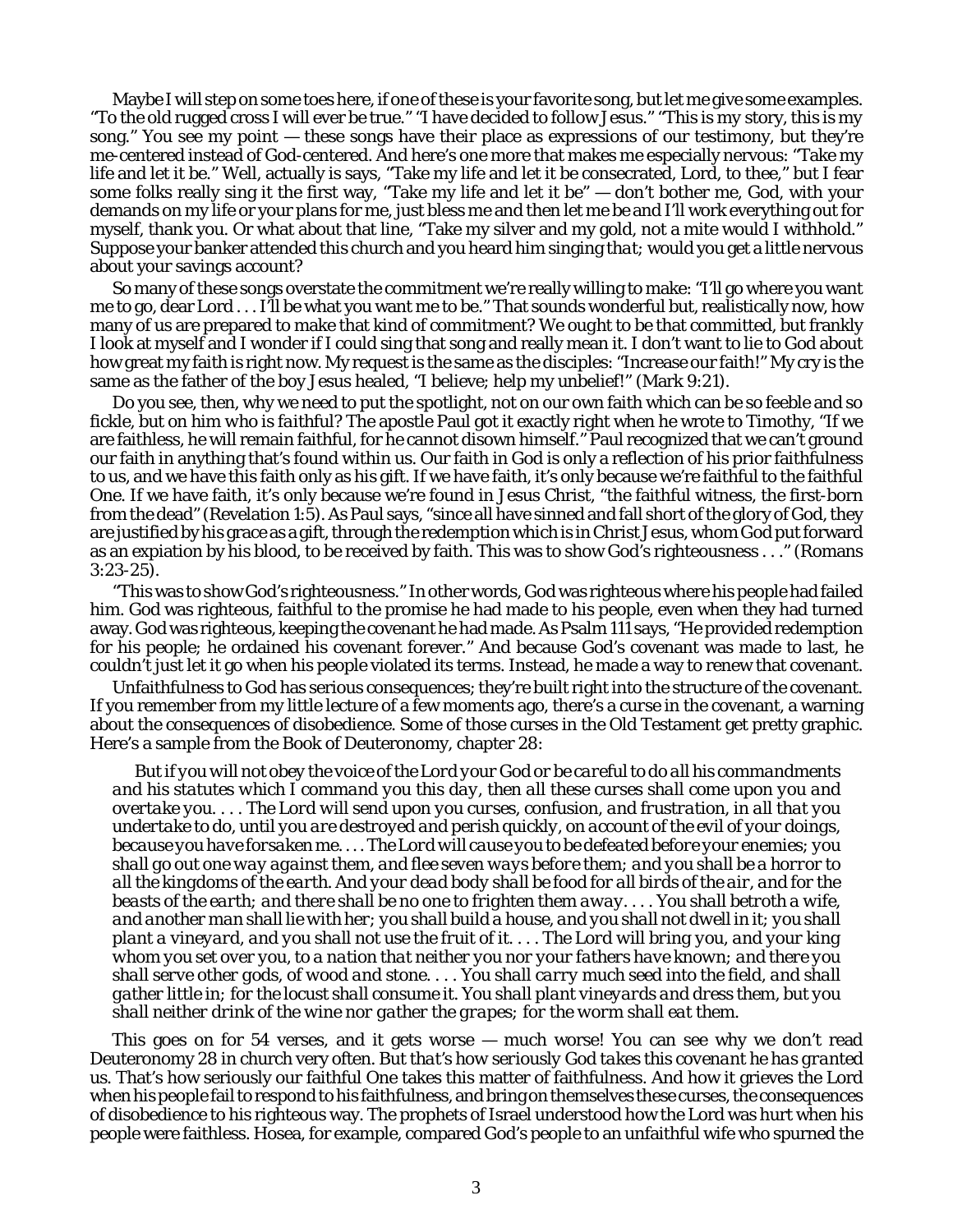Maybe I will step on some toes here, if one of these is your favorite song, but let me give some examples. "To the old rugged cross I will ever be true." "I have decided to follow Jesus." "This is my story, this is my song." You see my point — these songs have their place as expressions of our testimony, but they're me-centered instead of God-centered. And here's one more that makes me especially nervous: "Take my life and let it be." Well, actually is says, "Take my life and let it be consecrated, Lord, to thee," but I fear some folks really sing it the first way, "Take my life and let it be" — don't bother me, God, with your demands on my life or your plans for me, just bless me and then let me be and I'll work everything out for myself, thank you. Or what about that line, "Take my silver and my gold, not a mite would I withhold." Suppose your banker attended this church and you heard him singing *that*; would you get a little nervous about your savings account?

So many of these songs overstate the commitment we're really willing to make: "I'll go where you want me to go, dear Lord . . . I'll be what you want me to be." That sounds wonderful but, realistically now, how many of us are prepared to make that kind of commitment? We ought to be that committed, but frankly I look at myself and I wonder if I could sing that song and really mean it. I don't want to lie to God about how great my faith is right now. My request is the same as the disciples: "Increase our faith!" My cry is the same as the father of the boy Jesus healed, "I believe; help my unbelief!" (Mark 9:21).

Do you see, then, why we need to put the spotlight, not on our own faith which can be so feeble and so fickle, but on him *who is faithful*? The apostle Paul got it exactly right when he wrote to Timothy, "If we are faithless, he will remain faithful, for he cannot disown himself." Paul recognized that we can't ground our faith in anything that's found within us. Our faith in God is only a reflection of his prior faithfulness to us, and we have this faith only as his gift. If we have faith, it's only because we're faithful to the faithful One. If we have faith, it's only because we're found in Jesus Christ, "the faithful witness, the first-born from the dead" (Revelation 1:5). As Paul says, "since all have sinned and fall short of the glory of God, they are justified by his grace as a gift, through the redemption which is in Christ Jesus, whom God put forward as an expiation by his blood, to be received by faith. This was to show God's righteousness . . ." (Romans 3:23-25).

"This was to show God's righteousness." In other words, God was righteous where his people had failed him. God was righteous, faithful to the promise he had made to his people, even when they had turned away. God was righteous, keeping the covenant he had made. As Psalm 111 says, "He provided redemption for his people; he ordained his covenant forever." And because God's covenant was made to last, he couldn't just let it go when his people violated its terms. Instead, he made a way to renew that covenant.

Unfaithfulness to God has serious consequences; they're built right into the structure of the covenant. If you remember from my little lecture of a few moments ago, there's a curse in the covenant, a warning about the consequences of disobedience. Some of those curses in the Old Testament get pretty graphic. Here's a sample from the Book of Deuteronomy, chapter 28:

> *But if you will not obey the voice of the Lord your God or be careful to do all his commandments and his statutes which I command you this day, then all these curses shall come upon you and overtake you. . . . The Lord will send upon you curses, confusion, and frustration, in all that you undertake to do, until you are destroyed and perish quickly, on account of the evil of your doings, because you have forsaken me. . . . The Lord will cause you to be defeated before your enemies; you shall go out one way against them, and flee seven ways before them; and you shall be a horror to all the kingdoms of the earth. And your dead body shall be food for all birds of the air, and for the beasts of the earth; and there shall be no one to frighten them away. . . . You shall betroth a wife, and another man shall lie with her; you shall build a house, and you shall not dwell in it; you shall plant a vineyard, and you shall not use the fruit of it. . . . The Lord will bring you, and your king whom you set over you, to a nation that neither you nor your fathers have known; and there you shall serve other gods, of wood and stone. . . . You shall carry much seed into the field, and shall gather little in; for the locust shall consume it. You shall plant vineyards and dress them, but you shall neither drink of the wine nor gather the grapes; for the worm shall eat them.*

This goes on for 54 verses, and it gets worse — much worse! You can see why we don't read Deuteronomy 28 in church very often. But *that's* how seriously God takes this covenant he has granted us. That's how seriously our faithful One takes this matter of faithfulness. And how it grieves the Lord when his people fail to respond to his faithfulness, and bring on themselves these curses, the consequences of disobedience to his righteous way. The prophets of Israel understood how the Lord was hurt when his people were faithless. Hosea, for example, compared God's people to an unfaithful wife who spurned the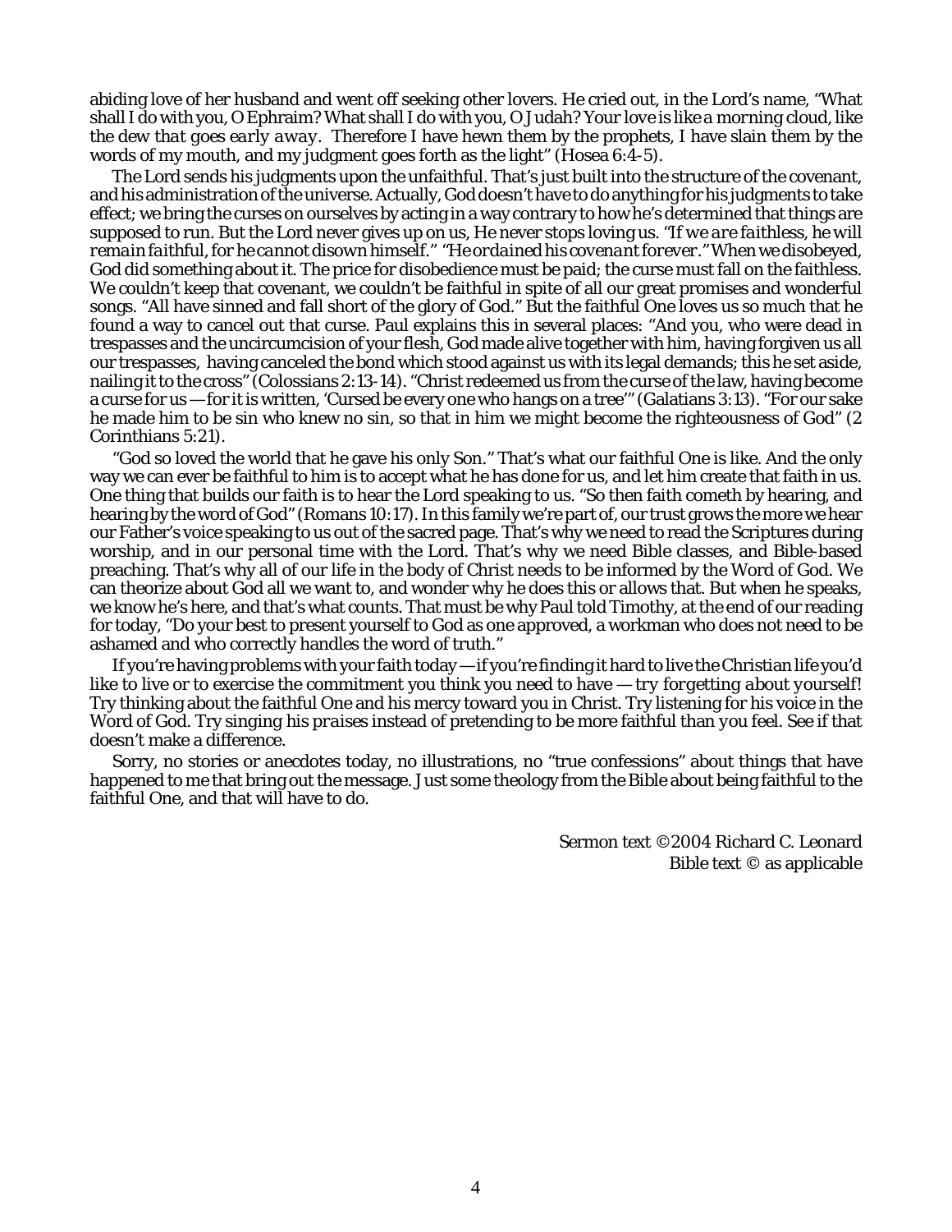abiding love of her husband and went off seeking other lovers. He cried out, in the Lord's name, "What shall I do with you, O Ephraim? What shall I do with you, O Judah? Your love is like a morning cloud, like the dew *that goes early away*. Therefore I have hewn them by the prophets, I have slain them by the words of my mouth, and my judgment goes forth as the light" (Hosea 6:4-5).

The Lord sends his judgments upon the unfaithful. That's just built into the structure of the covenant, and his administration of the universe. Actually, God doesn't have to do anything for his judgments to take effect; we bring the curses on ourselves by acting in a way contrary to how he's determined that things are supposed to run. But the Lord never gives up on us, He never stops loving us. "*If we are faithless, he will remain faithful, for he cannot disown himself*." "*He ordained his covenant forever*." When we disobeyed, God did something about it. The price for disobedience must be paid; the curse must fall on the faithless. We couldn't keep that covenant, we couldn't be faithful in spite of all our great promises and wonderful songs. "All have sinned and fall short of the glory of God." But the faithful One loves us so much that he found a way to cancel out that curse. Paul explains this in several places: "And you, who were dead in trespasses and the uncircumcision of your flesh, God made alive together with him, having forgiven us all our trespasses, having canceled the bond which stood against us with its legal demands; this he set aside, nailing it to the cross" (Colossians 2:13-14). "Christ redeemed us from the curse of the law, having become a curse for us — for it is written, 'Cursed be every one who hangs on a tree'" (Galatians 3:13). "For our sake he made him to be sin who knew no sin, so that in him we might become the righteousness of God" (2 Corinthians 5:21).

"God so loved the world that he gave his only Son." That's what our faithful One is like. And the only way we can ever be faithful to him is to accept what he has done for us, and let him create that faith in us. One thing that builds our faith is to hear the Lord speaking to us. "So then faith cometh by hearing, and hearing by the word of God" (Romans 10:17). In this family we're part of, our trust grows the more we hear our Father's voice speaking to us out of the sacred page. That's why we need to read the Scriptures during worship, and in our personal time with the Lord. That's why we need Bible classes, and Bible-based preaching. That's why all of our life in the body of Christ needs to be informed by the Word of God. We can theorize about God all we want to, and wonder why he does this or allows that. But when he speaks, we know he's here, and that's what counts. That must be why Paul told Timothy, at the end of our reading for today, "Do your best to present yourself to God as one approved, a workman who does not need to be ashamed and who correctly handles the word of truth."

If you're having problems with your faith today — if you're finding it hard to live the Christian life you'd like to live or to exercise the commitment you think you need to have — *try forgetting about yourself!* Try thinking about the faithful One and his mercy toward you in Christ. Try listening for his voice in the Word of God. *Try singing his praises* instead of pretending to be more faithful than you feel. See if that doesn't make a difference.

Sorry, no stories or anecdotes today, no illustrations, no "true confessions" about things that have happened to me that bring out the message. Just some theology from the Bible about being faithful to the faithful One, and that will have to do.

Sermon text ©2004 Richard C. Leonard
Bible text © as applicable